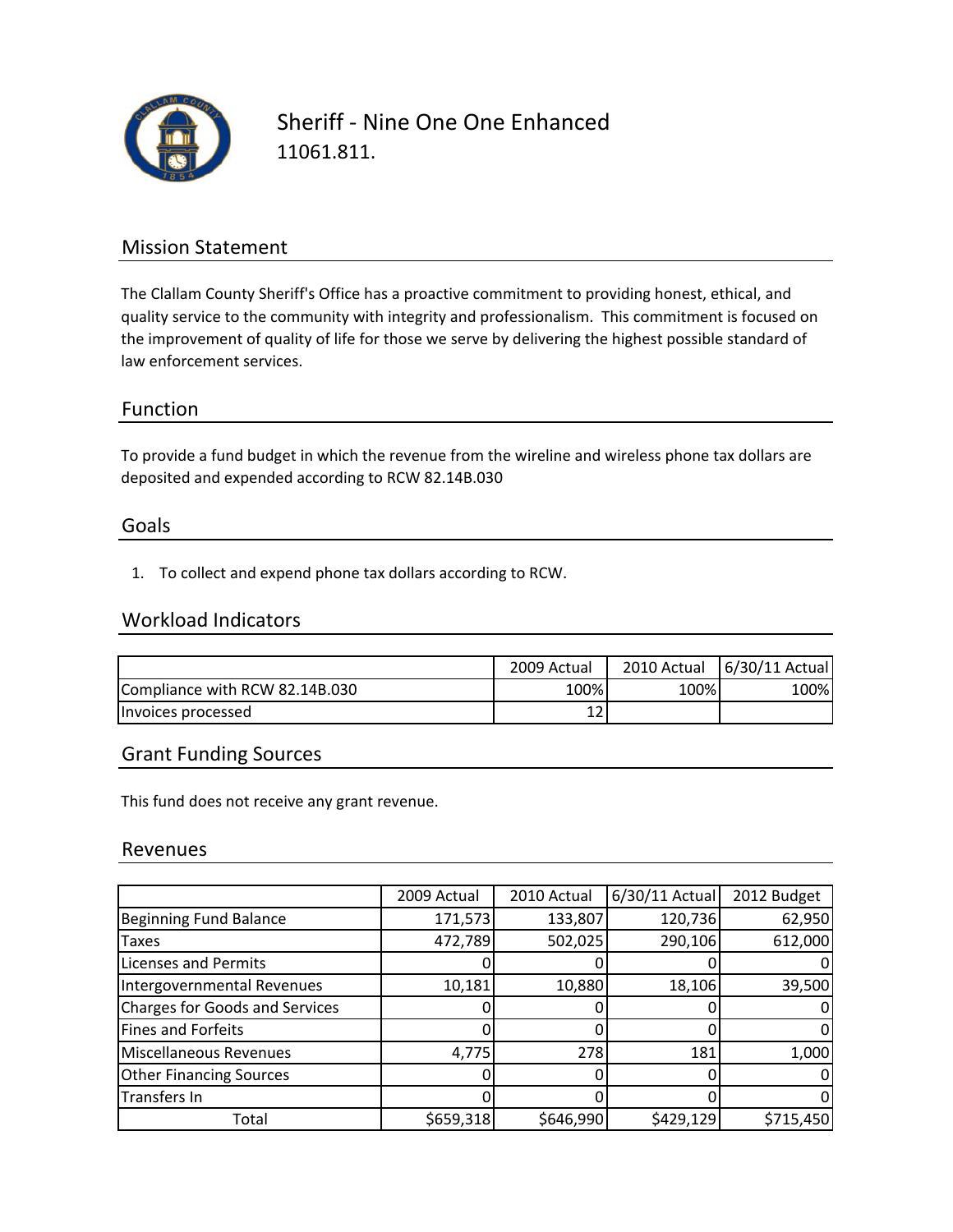# Sheriff - Nine One One Enhanced

11061.811.

## Mission Statement

The Clallam County Sheriff's Office has a proactive commitment to providing honest, ethical, and quality service to the community with integrity and professionalism. This commitment is focused on the improvement of quality of life for those we serve by delivering the highest possible standard of law enforcement services.

## Function

To provide a fund budget in which the revenue from the wireline and wireless phone tax dollars are deposited and expended according to RCW 82.14B.030

## Goals

1. To collect and expend phone tax dollars according to RCW.

## Workload Indicators

| | 2009 Actual | 2010 Actual | 6/30/11 Actual |
|---|---|---|---|
| Compliance with RCW 82.14B.030 | 100% | 100% | 100% |
| Invoices processed | 12 | | |

## Grant Funding Sources

This fund does not receive any grant revenue.

## Revenues

| | 2009 Actual | 2010 Actual | 6/30/11 Actual | 2012 Budget |
|---|---|---|---|---|
| Beginning Fund Balance | 171,573 | 133,807 | 120,736 | 62,950 |
| Taxes | 472,789 | 502,025 | 290,106 | 612,000 |
| Licenses and Permits | 0 | 0 | 0 | 0 |
| Intergovernmental Revenues | 10,181 | 10,880 | 18,106 | 39,500 |
| Charges for Goods and Services | 0 | 0 | 0 | 0 |
| Fines and Forfeits | 0 | 0 | 0 | 0 |
| Miscellaneous Revenues | 4,775 | 278 | 181 | 1,000 |
| Other Financing Sources | 0 | 0 | 0 | 0 |
| Transfers In | 0 | 0 | 0 | 0 |
| Total | $659,318 | $646,990 | $429,129 | $715,450 |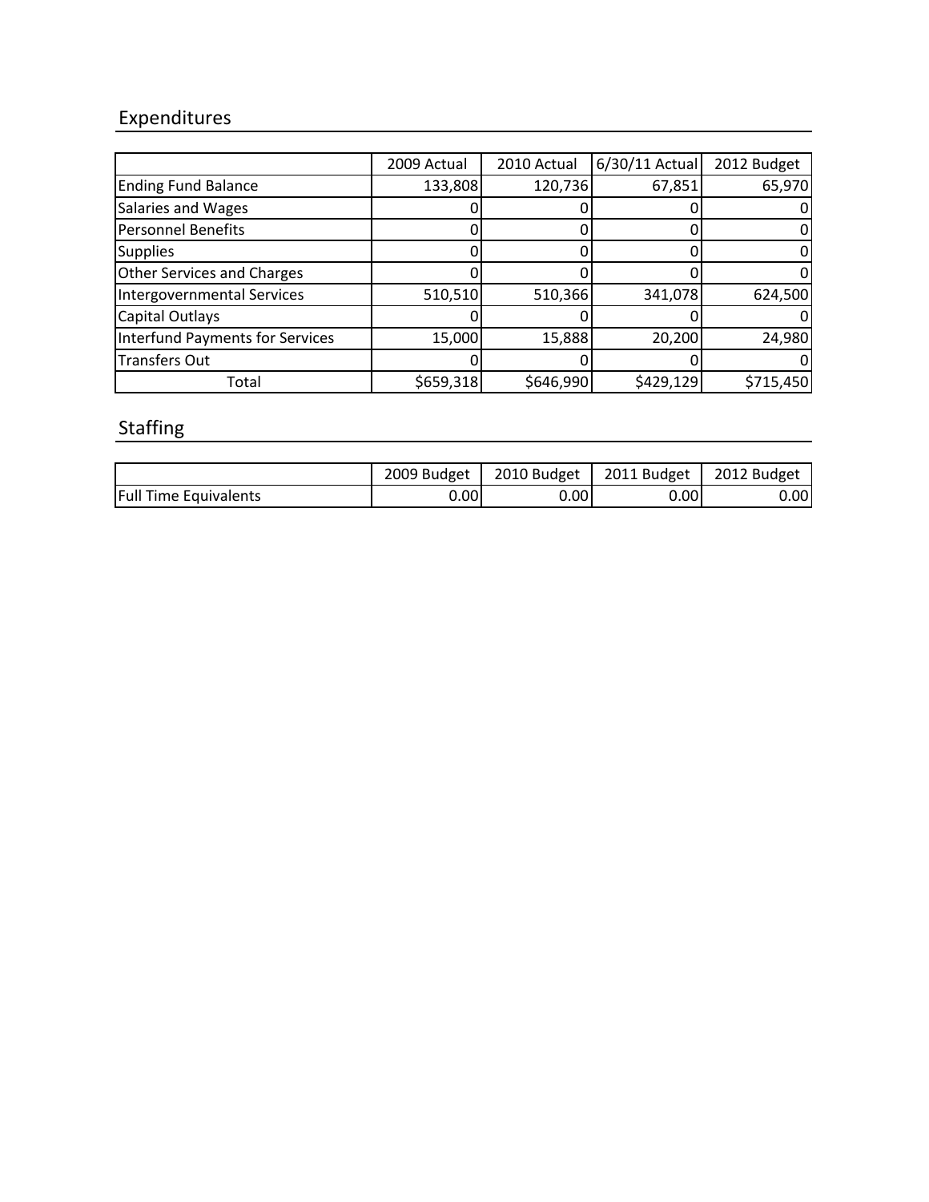## Expenditures

| | 2009 Actual | 2010 Actual | 6/30/11 Actual | 2012 Budget |
|---|---|---|---|---|
| Ending Fund Balance | 133,808 | 120,736 | 67,851 | 65,970 |
| Salaries and Wages | 0 | 0 | 0 | 0 |
| Personnel Benefits | 0 | 0 | 0 | 0 |
| Supplies | 0 | 0 | 0 | 0 |
| Other Services and Charges | 0 | 0 | 0 | 0 |
| Intergovernmental Services | 510,510 | 510,366 | 341,078 | 624,500 |
| Capital Outlays | 0 | 0 | 0 | 0 |
| Interfund Payments for Services | 15,000 | 15,888 | 20,200 | 24,980 |
| Transfers Out | 0 | 0 | 0 | 0 |
| Total | $659,318 | $646,990 | $429,129 | $715,450 |

## Staffing

| | 2009 Budget | 2010 Budget | 2011 Budget | 2012 Budget |
|---|---|---|---|---|
| Full Time Equivalents | 0.00 | 0.00 | 0.00 | 0.00 |